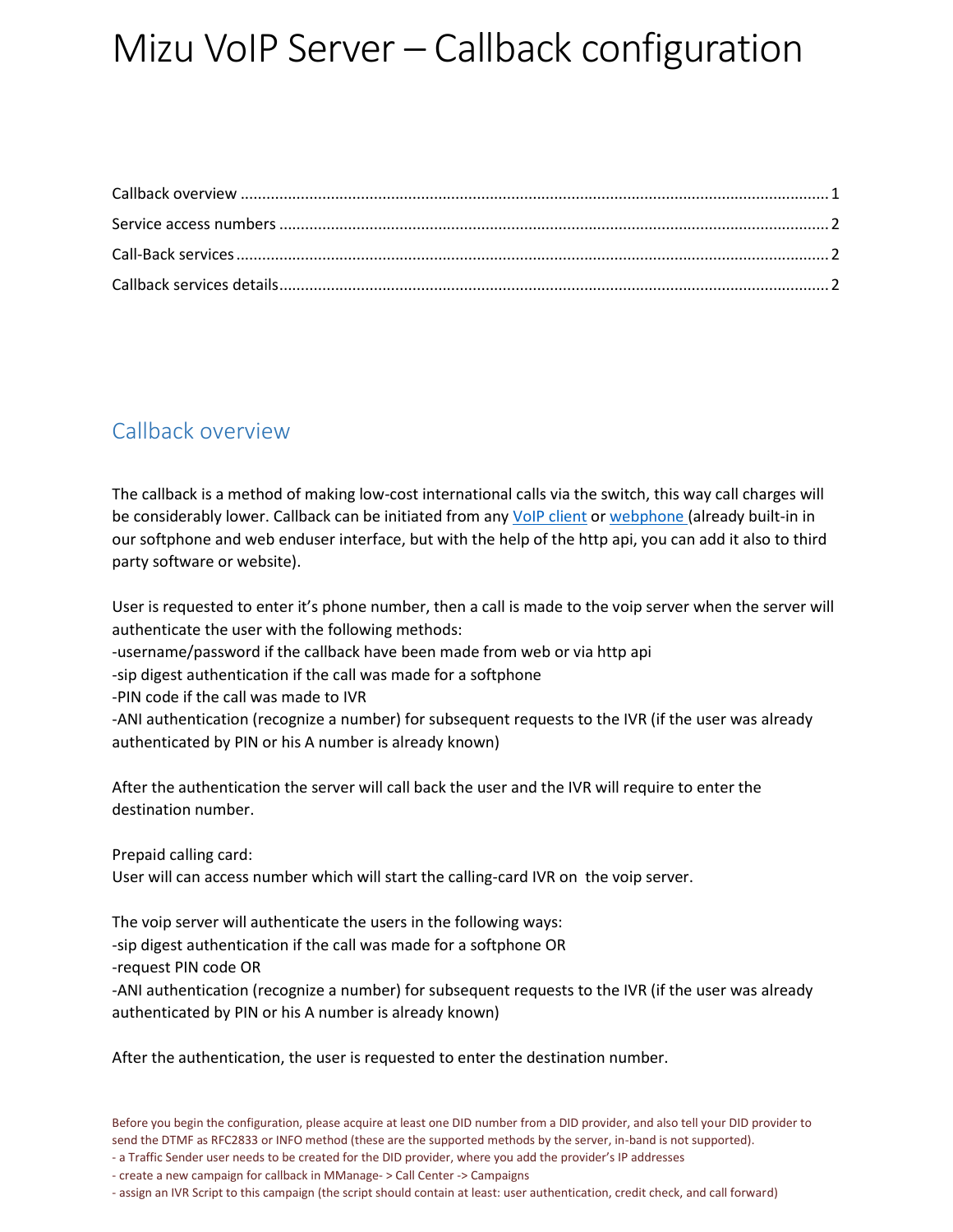# Mizu VoIP Server – Callback configuration

Callback overview ........................................................................................................................ 1
Service access numbers ................................................................................................................ 2
Call-Back services .......................................................................................................................... 2
Callback services details................................................................................................................ 2

## Callback overview

The callback is a method of making low-cost international calls via the switch, this way call charges will be considerably lower. Callback can be initiated from any [VoIP client]() or [webphone ]()(already built-in in our softphone and web enduser interface, but with the help of the http api, you can add it also to third party software or website).

User is requested to enter it's phone number, then a call is made to the voip server when the server will authenticate the user with the following methods:
-username/password if the callback have been made from web or via http api
-sip digest authentication if the call was made for a softphone
-PIN code if the call was made to IVR
-ANI authentication (recognize a number) for subsequent requests to the IVR (if the user was already authenticated by PIN or his A number is already known)

After the authentication the server will call back the user and the IVR will require to enter the destination number.

Prepaid calling card:
User will can access number which will start the calling-card IVR on the voip server.

The voip server will authenticate the users in the following ways:
-sip digest authentication if the call was made for a softphone OR
-request PIN code OR
-ANI authentication (recognize a number) for subsequent requests to the IVR (if the user was already authenticated by PIN or his A number is already known)

After the authentication, the user is requested to enter the destination number.

Before you begin the configuration, please acquire at least one DID number from a DID provider, and also tell your DID provider to send the DTMF as RFC2833 or INFO method (these are the supported methods by the server, in-band is not supported).
- a Traffic Sender user needs to be created for the DID provider, where you add the provider's IP addresses
- create a new campaign for callback in MManage- > Call Center -> Campaigns
- assign an IVR Script to this campaign (the script should contain at least: user authentication, credit check, and call forward)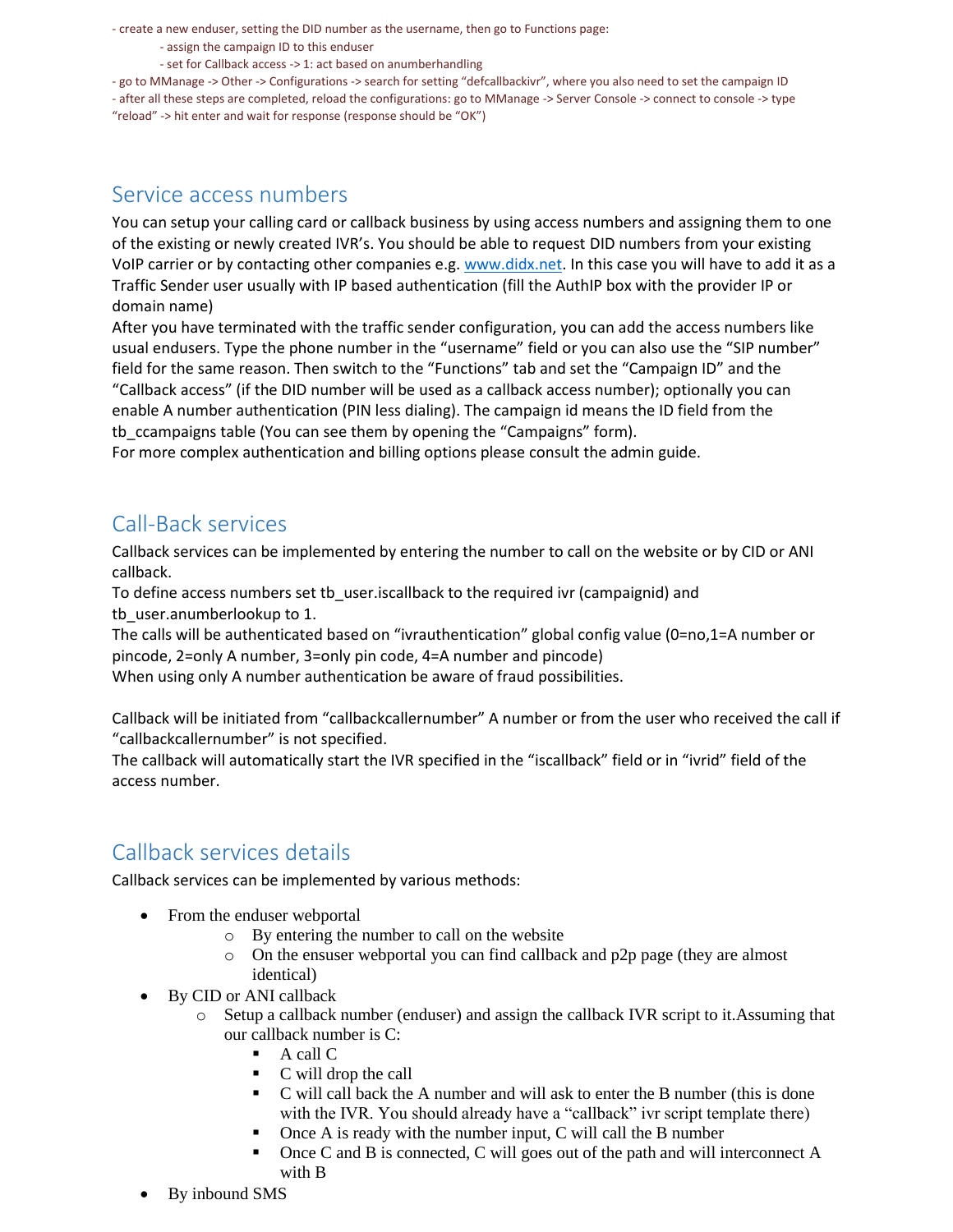- create a new enduser, setting the DID number as the username, then go to Functions page:
    - assign the campaign ID to this enduser
    - set for Callback access -> 1: act based on anumberhandling
- go to MManage -> Other -> Configurations -> search for setting "defcallbackivr", where you also need to set the campaign ID
- after all these steps are completed, reload the configurations: go to MManage -> Server Console -> connect to console -> type "reload" -> hit enter and wait for response (response should be "OK")

## Service access numbers

You can setup your calling card or callback business by using access numbers and assigning them to one of the existing or newly created IVR's. You should be able to request DID numbers from your existing VoIP carrier or by contacting other companies e.g. [www.didx.net](www.didx.net). In this case you will have to add it as a Traffic Sender user usually with IP based authentication (fill the AuthIP box with the provider IP or domain name)
After you have terminated with the traffic sender configuration, you can add the access numbers like usual endusers. Type the phone number in the "username" field or you can also use the "SIP number" field for the same reason. Then switch to the "Functions" tab and set the "Campaign ID" and the "Callback access" (if the DID number will be used as a callback access number); optionally you can enable A number authentication (PIN less dialing). The campaign id means the ID field from the tb_ccampaigns table (You can see them by opening the "Campaigns" form).
For more complex authentication and billing options please consult the admin guide.

## Call-Back services

Callback services can be implemented by entering the number to call on the website or by CID or ANI callback.
To define access numbers set tb_user.iscallback to the required ivr (campaignid) and tb_user.anumberlookup to 1.
The calls will be authenticated based on "ivrauthentication" global config value (0=no,1=A number or pincode, 2=only A number, 3=only pin code, 4=A number and pincode)
When using only A number authentication be aware of fraud possibilities.

Callback will be initiated from "callbackcallernumber" A number or from the user who received the call if "callbackcallernumber" is not specified.
The callback will automatically start the IVR specified in the "iscallback" field or in "ivrid" field of the access number.

## Callback services details

Callback services can be implemented by various methods:

- From the enduser webportal
    - By entering the number to call on the website
    - On the ensuser webportal you can find callback and p2p page (they are almost identical)
- By CID or ANI callback
    - Setup a callback number (enduser) and assign the callback IVR script to it.Assuming that our callback number is C:
        - A call C
        - C will drop the call
        - C will call back the A number and will ask to enter the B number (this is done with the IVR. You should already have a "callback" ivr script template there)
        - Once A is ready with the number input, C will call the B number
        - Once C and B is connected, C will goes out of the path and will interconnect A with B
- By inbound SMS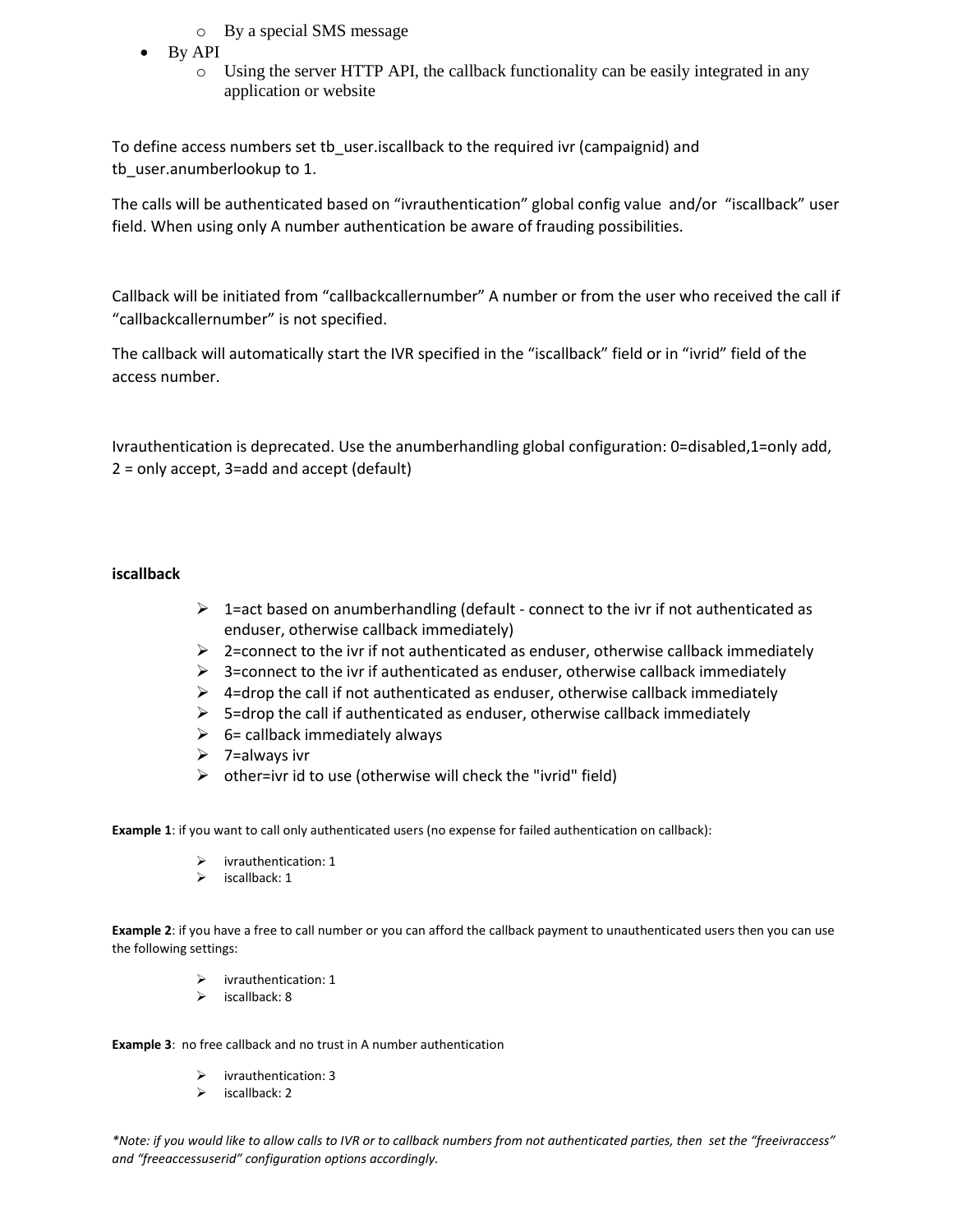- By a special SMS message
- By API
    - Using the server HTTP API, the callback functionality can be easily integrated in any application or website

To define access numbers set tb_user.iscallback to the required ivr (campaignid) and tb_user.anumberlookup to 1.

The calls will be authenticated based on "ivrauthentication" global config value and/or "iscallback" user field. When using only A number authentication be aware of frauding possibilities.

Callback will be initiated from "callbackcallernumber" A number or from the user who received the call if "callbackcallernumber" is not specified.

The callback will automatically start the IVR specified in the "iscallback" field or in "ivrid" field of the access number.

Ivrauthentication is deprecated. Use the anumberhandling global configuration: 0=disabled,1=only add, 2 = only accept, 3=add and accept (default)

**iscallback**

- 1=act based on anumberhandling (default - connect to the ivr if not authenticated as enduser, otherwise callback immediately)
- 2=connect to the ivr if not authenticated as enduser, otherwise callback immediately
- 3=connect to the ivr if authenticated as enduser, otherwise callback immediately
- 4=drop the call if not authenticated as enduser, otherwise callback immediately
- 5=drop the call if authenticated as enduser, otherwise callback immediately
- 6= callback immediately always
- 7=always ivr
- other=ivr id to use (otherwise will check the "ivrid" field)

**Example 1**: if you want to call only authenticated users (no expense for failed authentication on callback):

- ivrauthentication: 1
- iscallback: 1

**Example 2**: if you have a free to call number or you can afford the callback payment to unauthenticated users then you can use the following settings:

- ivrauthentication: 1
- iscallback: 8

**Example 3**: no free callback and no trust in A number authentication

- ivrauthentication: 3
- iscallback: 2

*\*Note: if you would like to allow calls to IVR or to callback numbers from not authenticated parties, then set the "freeivraccess" and "freeaccessuserid" configuration options accordingly.*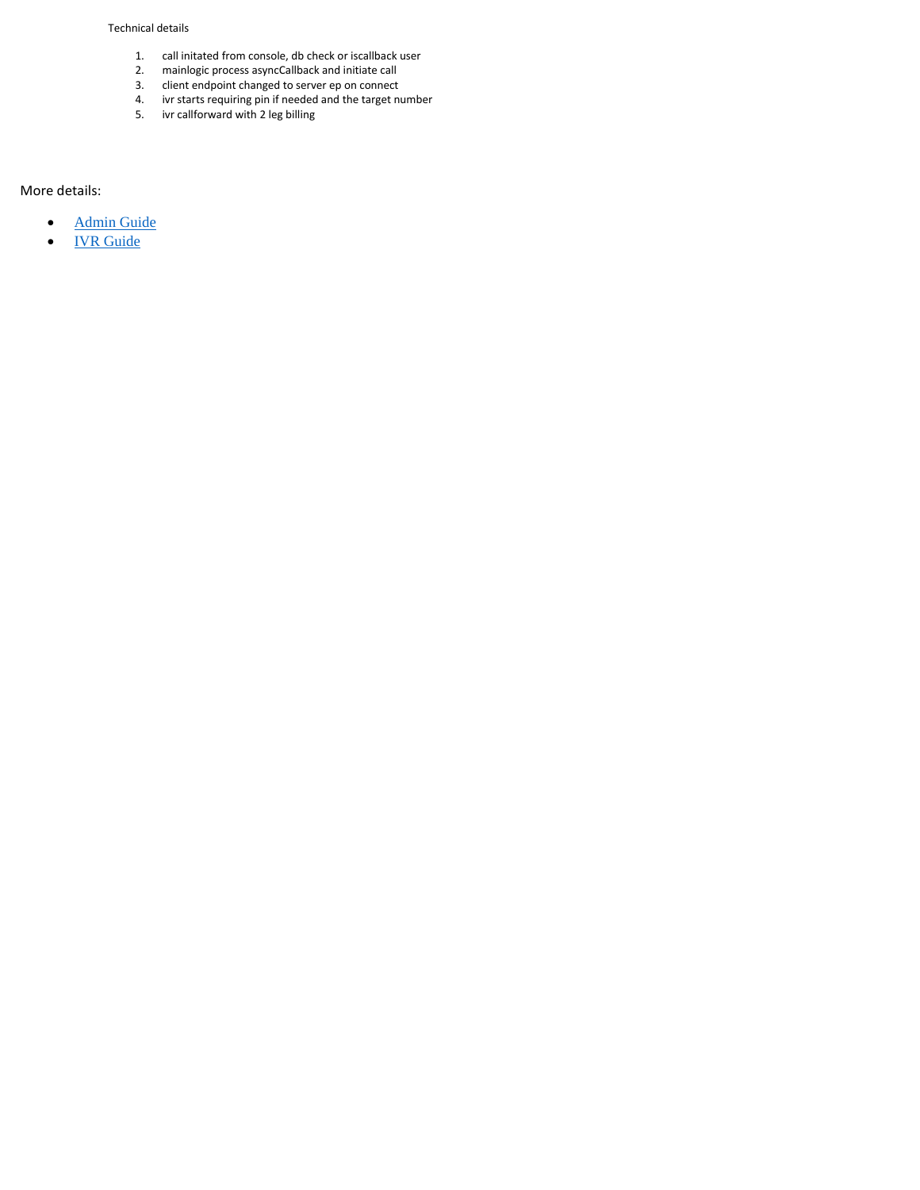Technical details

1. call initated from console, db check or iscallback user
2. mainlogic process asyncCallback and initiate call
3. client endpoint changed to server ep on connect
4. ivr starts requiring pin if needed and the target number
5. ivr callforward with 2 leg billing

More details:

- Admin Guide
- IVR Guide